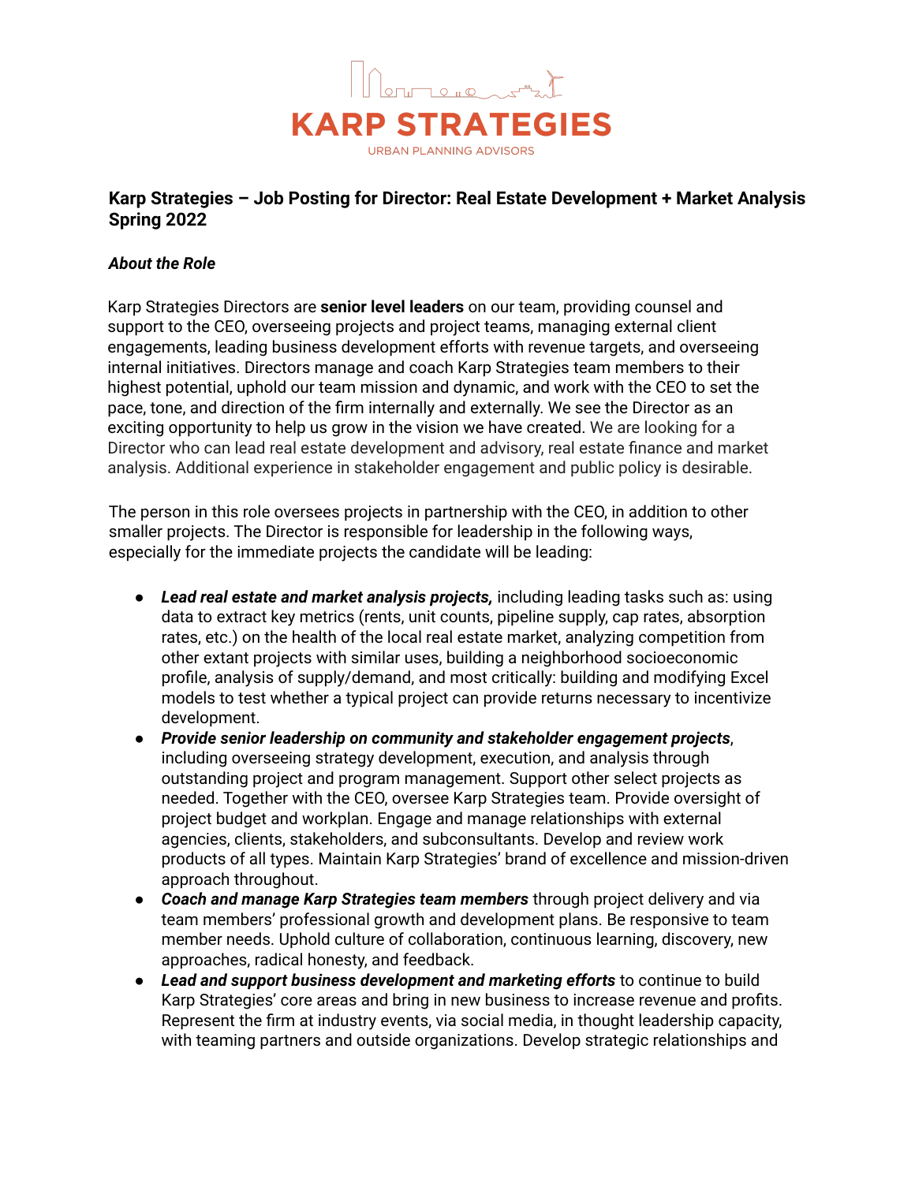KARP STRATEGIES

URBAN PLANNING ADVISORS

## Karp Strategies – Job Posting for Director: Real Estate Development + Market Analysis Spring 2022

### *About the Role*

Karp Strategies Directors are **senior level leaders** on our team, providing counsel and support to the CEO, overseeing projects and project teams, managing external client engagements, leading business development efforts with revenue targets, and overseeing internal initiatives. Directors manage and coach Karp Strategies team members to their highest potential, uphold our team mission and dynamic, and work with the CEO to set the pace, tone, and direction of the firm internally and externally. We see the Director as an exciting opportunity to help us grow in the vision we have created. We are looking for a Director who can lead real estate development and advisory, real estate finance and market analysis. Additional experience in stakeholder engagement and public policy is desirable.

The person in this role oversees projects in partnership with the CEO, in addition to other smaller projects. The Director is responsible for leadership in the following ways, especially for the immediate projects the candidate will be leading:

- ***Lead real estate and market analysis projects,*** including leading tasks such as: using data to extract key metrics (rents, unit counts, pipeline supply, cap rates, absorption rates, etc.) on the health of the local real estate market, analyzing competition from other extant projects with similar uses, building a neighborhood socioeconomic profile, analysis of supply/demand, and most critically: building and modifying Excel models to test whether a typical project can provide returns necessary to incentivize development.
- ***Provide senior leadership on community and stakeholder engagement projects***, including overseeing strategy development, execution, and analysis through outstanding project and program management. Support other select projects as needed. Together with the CEO, oversee Karp Strategies team. Provide oversight of project budget and workplan. Engage and manage relationships with external agencies, clients, stakeholders, and subconsultants. Develop and review work products of all types. Maintain Karp Strategies' brand of excellence and mission-driven approach throughout.
- ***Coach and manage Karp Strategies team members*** through project delivery and via team members' professional growth and development plans. Be responsive to team member needs. Uphold culture of collaboration, continuous learning, discovery, new approaches, radical honesty, and feedback.
- ***Lead and support business development and marketing efforts*** to continue to build Karp Strategies' core areas and bring in new business to increase revenue and profits. Represent the firm at industry events, via social media, in thought leadership capacity, with teaming partners and outside organizations. Develop strategic relationships and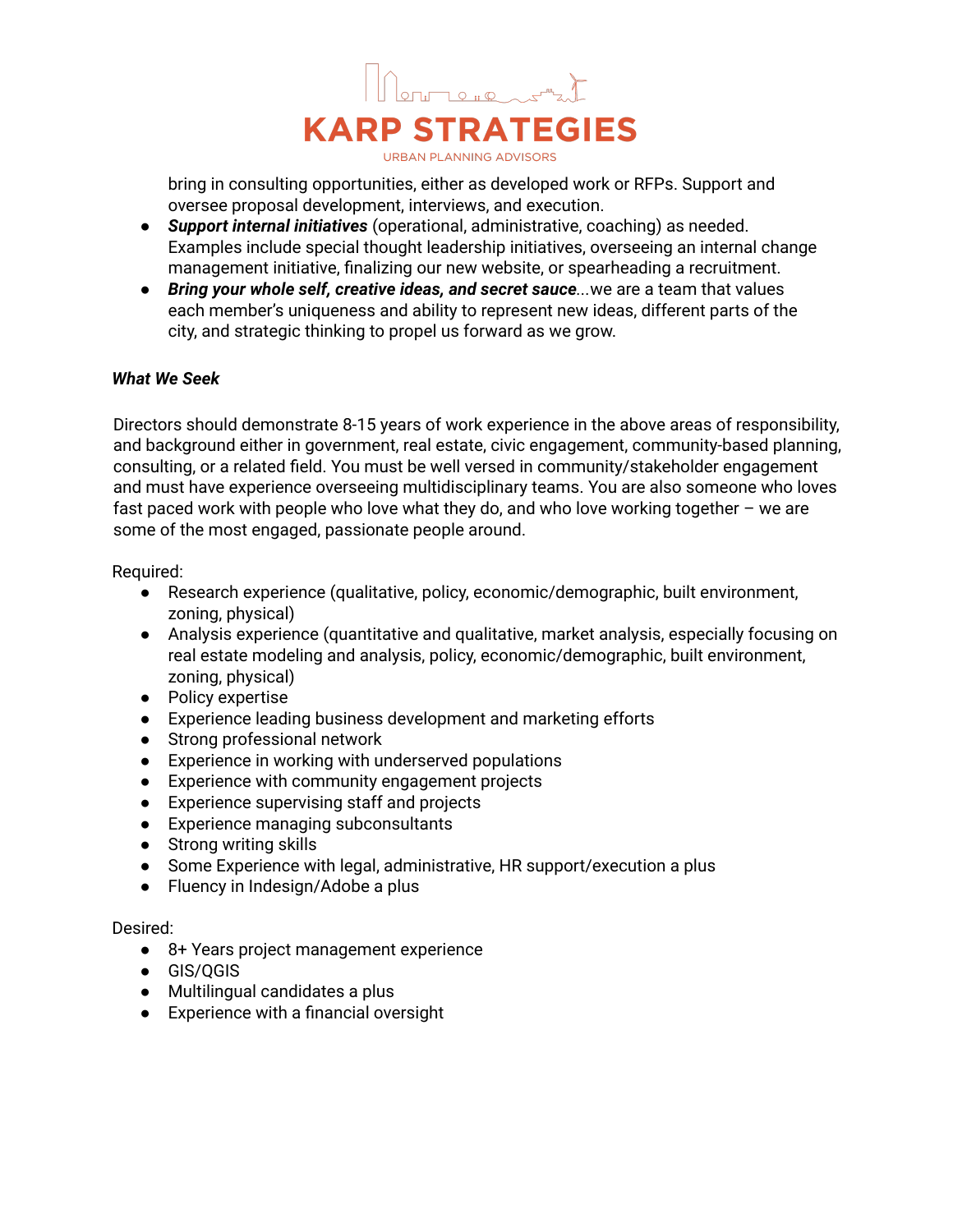bring in consulting opportunities, either as developed work or RFPs. Support and oversee proposal development, interviews, and execution.

- ***Support internal initiatives*** (operational, administrative, coaching) as needed. Examples include special thought leadership initiatives, overseeing an internal change management initiative, finalizing our new website, or spearheading a recruitment.
- ***Bring your whole self, creative ideas, and secret sauce***...we are a team that values each member's uniqueness and ability to represent new ideas, different parts of the city, and strategic thinking to propel us forward as we grow.

***What We Seek***

Directors should demonstrate 8-15 years of work experience in the above areas of responsibility, and background either in government, real estate, civic engagement, community-based planning, consulting, or a related field. You must be well versed in community/stakeholder engagement and must have experience overseeing multidisciplinary teams. You are also someone who loves fast paced work with people who love what they do, and who love working together – we are some of the most engaged, passionate people around.

Required:

- Research experience (qualitative, policy, economic/demographic, built environment, zoning, physical)
- Analysis experience (quantitative and qualitative, market analysis, especially focusing on real estate modeling and analysis, policy, economic/demographic, built environment, zoning, physical)
- Policy expertise
- Experience leading business development and marketing efforts
- Strong professional network
- Experience in working with underserved populations
- Experience with community engagement projects
- Experience supervising staff and projects
- Experience managing subconsultants
- Strong writing skills
- Some Experience with legal, administrative, HR support/execution a plus
- Fluency in Indesign/Adobe a plus

Desired:

- 8+ Years project management experience
- GIS/QGIS
- Multilingual candidates a plus
- Experience with a financial oversight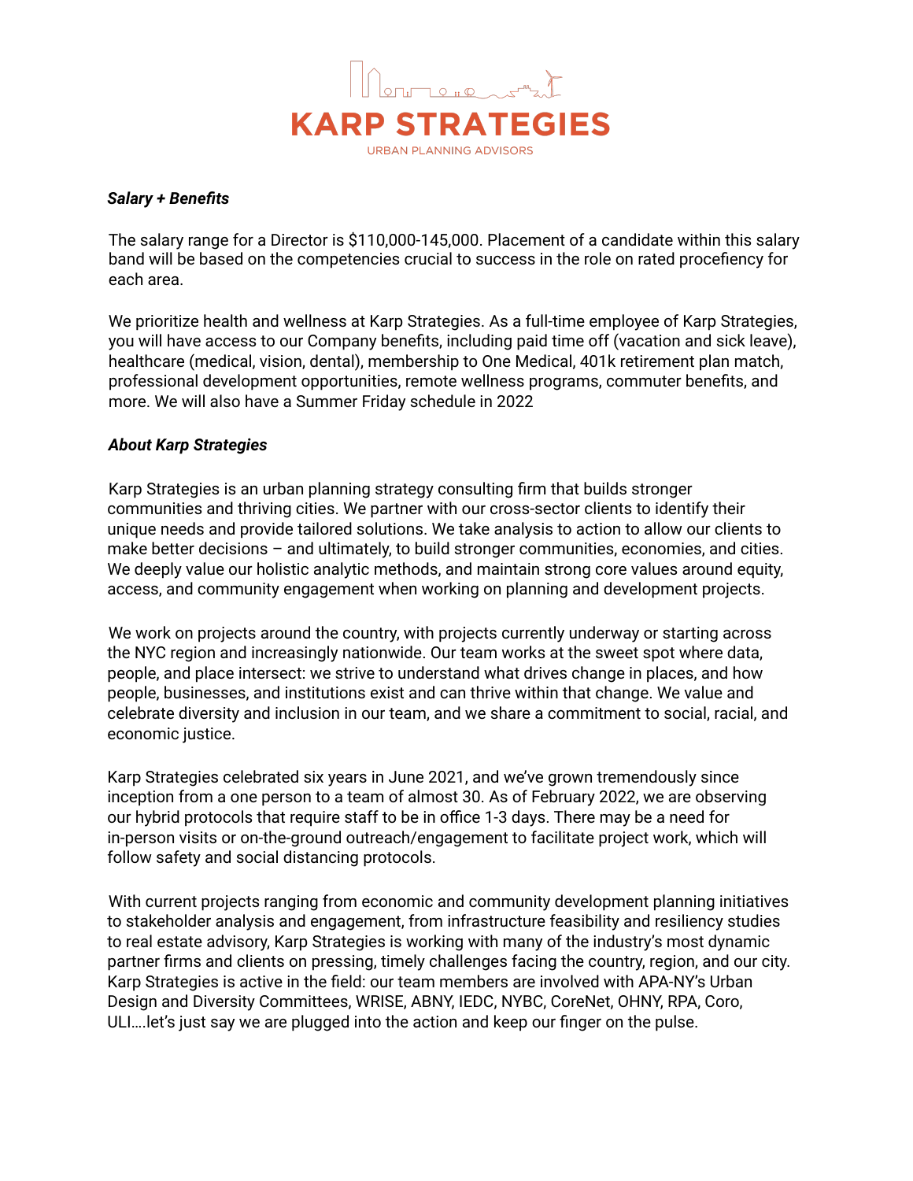***Salary + Benefits***

The salary range for a Director is $110,000-145,000. Placement of a candidate within this salary band will be based on the competencies crucial to success in the role on rated procefiency for each area.

We prioritize health and wellness at Karp Strategies. As a full-time employee of Karp Strategies, you will have access to our Company benefits, including paid time off (vacation and sick leave), healthcare (medical, vision, dental), membership to One Medical, 401k retirement plan match, professional development opportunities, remote wellness programs, commuter benefits, and more. We will also have a Summer Friday schedule in 2022

***About Karp Strategies***

Karp Strategies is an urban planning strategy consulting firm that builds stronger communities and thriving cities. We partner with our cross-sector clients to identify their unique needs and provide tailored solutions. We take analysis to action to allow our clients to make better decisions – and ultimately, to build stronger communities, economies, and cities. We deeply value our holistic analytic methods, and maintain strong core values around equity, access, and community engagement when working on planning and development projects.

We work on projects around the country, with projects currently underway or starting across the NYC region and increasingly nationwide. Our team works at the sweet spot where data, people, and place intersect: we strive to understand what drives change in places, and how people, businesses, and institutions exist and can thrive within that change. We value and celebrate diversity and inclusion in our team, and we share a commitment to social, racial, and economic justice.

Karp Strategies celebrated six years in June 2021, and we've grown tremendously since inception from a one person to a team of almost 30. As of February 2022, we are observing our hybrid protocols that require staff to be in office 1-3 days. There may be a need for in-person visits or on-the-ground outreach/engagement to facilitate project work, which will follow safety and social distancing protocols.

With current projects ranging from economic and community development planning initiatives to stakeholder analysis and engagement, from infrastructure feasibility and resiliency studies to real estate advisory, Karp Strategies is working with many of the industry's most dynamic partner firms and clients on pressing, timely challenges facing the country, region, and our city. Karp Strategies is active in the field: our team members are involved with APA-NY's Urban Design and Diversity Committees, WRISE, ABNY, IEDC, NYBC, CoreNet, OHNY, RPA, Coro, ULI….let's just say we are plugged into the action and keep our finger on the pulse.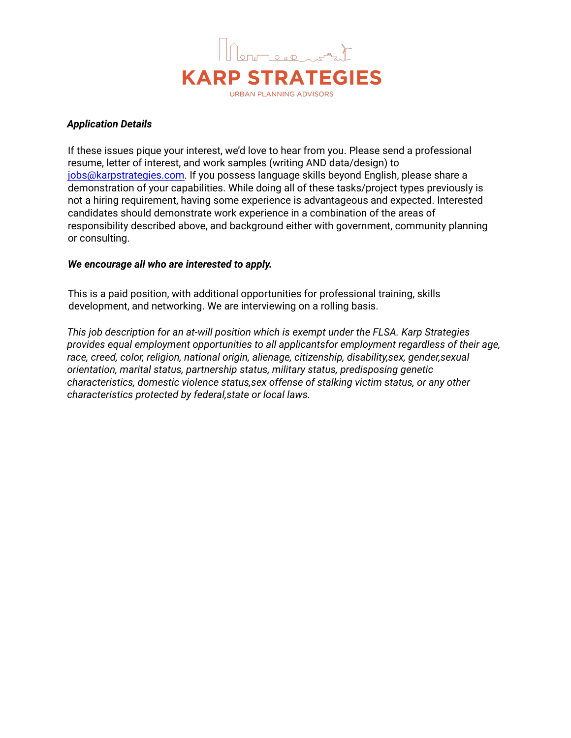KARP STRATEGIES

URBAN PLANNING ADVISORS

***Application Details***

If these issues pique your interest, we'd love to hear from you. Please send a professional resume, letter of interest, and work samples (writing AND data/design) to jobs@karpstrategies.com. If you possess language skills beyond English, please share a demonstration of your capabilities. While doing all of these tasks/project types previously is not a hiring requirement, having some experience is advantageous and expected. Interested candidates should demonstrate work experience in a combination of the areas of responsibility described above, and background either with government, community planning or consulting.

***We encourage all who are interested to apply.***

This is a paid position, with additional opportunities for professional training, skills development, and networking. We are interviewing on a rolling basis.

*This job description for an at-will position which is exempt under the FLSA. Karp Strategies provides equal employment opportunities to all applicantsfor employment regardless of their age, race, creed, color, religion, national origin, alienage, citizenship, disability,sex, gender,sexual orientation, marital status, partnership status, military status, predisposing genetic characteristics, domestic violence status,sex offense of stalking victim status, or any other characteristics protected by federal,state or local laws.*